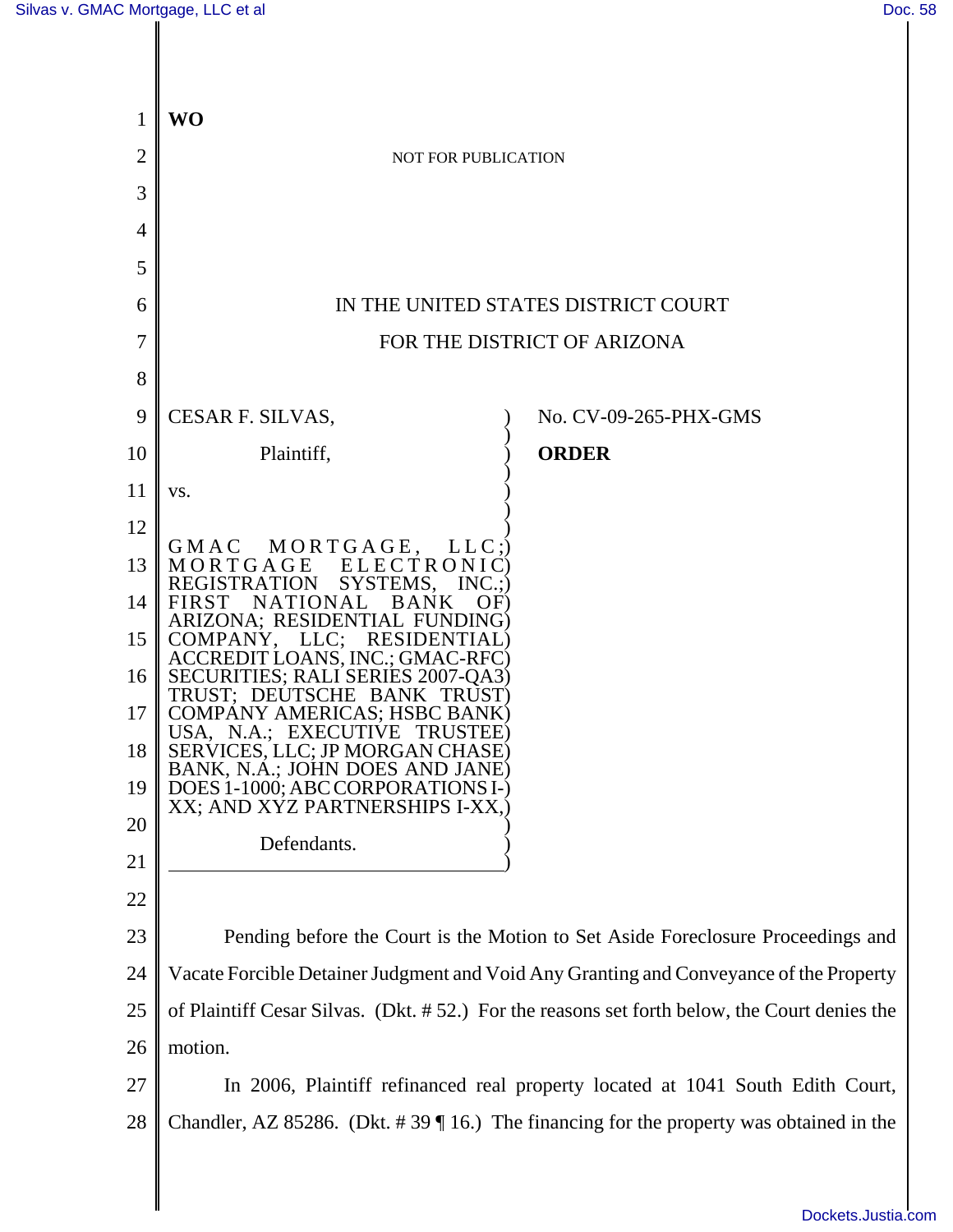**WO**

NOT FOR PUBLICATION

IN THE UNITED STATES DISTRICT COURT

FOR THE DISTRICT OF ARIZONA

CESAR F. SILVAS,

Plaintiff,

vs.

GMAC MORTGAGE, LLC; MORTGAGE ELECTRONIC REGISTRATION SYSTEMS, INC.; FIRST NATIONAL BANK OF ARIZONA; RESIDENTIAL FUNDING COMPANY, LLC; RESIDENTIAL ACCREDIT LOANS, INC.; GMAC-RFC SECURITIES; RALI SERIES 2007-QA3 TRUST; DEUTSCHE BANK TRUST COMPANY AMERICAS; HSBC BANK USA, N.A.; EXECUTIVE TRUSTEE SERVICES, LLC; JP MORGAN CHASE BANK, N.A.; JOHN DOES AND JANE DOES 1-1000; ABC CORPORATIONS I-XX; AND XYZ PARTNERSHIPS I-XX,

Defendants.

No. CV-09-265-PHX-GMS

**ORDER**

Pending before the Court is the Motion to Set Aside Foreclosure Proceedings and Vacate Forcible Detainer Judgment and Void Any Granting and Conveyance of the Property of Plaintiff Cesar Silvas. (Dkt. # 52.) For the reasons set forth below, the Court denies the motion.

In 2006, Plaintiff refinanced real property located at 1041 South Edith Court, Chandler, AZ 85286. (Dkt. # 39 ¶ 16.) The financing for the property was obtained in the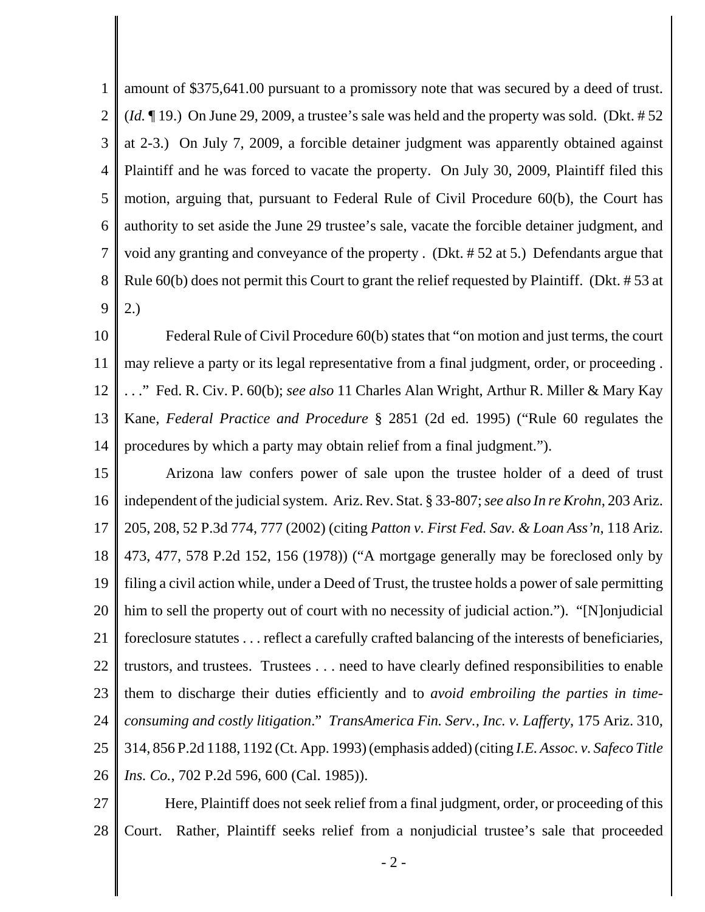amount of $375,641.00 pursuant to a promissory note that was secured by a deed of trust. (*Id.* ¶ 19.) On June 29, 2009, a trustee's sale was held and the property was sold. (Dkt. # 52 at 2-3.) On July 7, 2009, a forcible detainer judgment was apparently obtained against Plaintiff and he was forced to vacate the property. On July 30, 2009, Plaintiff filed this motion, arguing that, pursuant to Federal Rule of Civil Procedure 60(b), the Court has authority to set aside the June 29 trustee's sale, vacate the forcible detainer judgment, and void any granting and conveyance of the property . (Dkt. # 52 at 5.) Defendants argue that Rule 60(b) does not permit this Court to grant the relief requested by Plaintiff. (Dkt. # 53 at 2.)

Federal Rule of Civil Procedure 60(b) states that "on motion and just terms, the court may relieve a party or its legal representative from a final judgment, order, or proceeding . . . ." Fed. R. Civ. P. 60(b); *see also* 11 Charles Alan Wright, Arthur R. Miller & Mary Kay Kane, *Federal Practice and Procedure* § 2851 (2d ed. 1995) ("Rule 60 regulates the procedures by which a party may obtain relief from a final judgment.").

Arizona law confers power of sale upon the trustee holder of a deed of trust independent of the judicial system. Ariz. Rev. Stat. § 33-807; *see also In re Krohn*, 203 Ariz. 205, 208, 52 P.3d 774, 777 (2002) (citing *Patton v. First Fed. Sav. & Loan Ass'n*, 118 Ariz. 473, 477, 578 P.2d 152, 156 (1978)) ("A mortgage generally may be foreclosed only by filing a civil action while, under a Deed of Trust, the trustee holds a power of sale permitting him to sell the property out of court with no necessity of judicial action."). "[N]onjudicial foreclosure statutes . . . reflect a carefully crafted balancing of the interests of beneficiaries, trustors, and trustees. Trustees . . . need to have clearly defined responsibilities to enable them to discharge their duties efficiently and to *avoid embroiling the parties in time-consuming and costly litigation*." *TransAmerica Fin. Serv., Inc. v. Lafferty*, 175 Ariz. 310, 314, 856 P.2d 1188, 1192 (Ct. App. 1993) (emphasis added) (citing *I.E. Assoc. v. Safeco Title Ins. Co.*, 702 P.2d 596, 600 (Cal. 1985)).

Here, Plaintiff does not seek relief from a final judgment, order, or proceeding of this Court. Rather, Plaintiff seeks relief from a nonjudicial trustee's sale that proceeded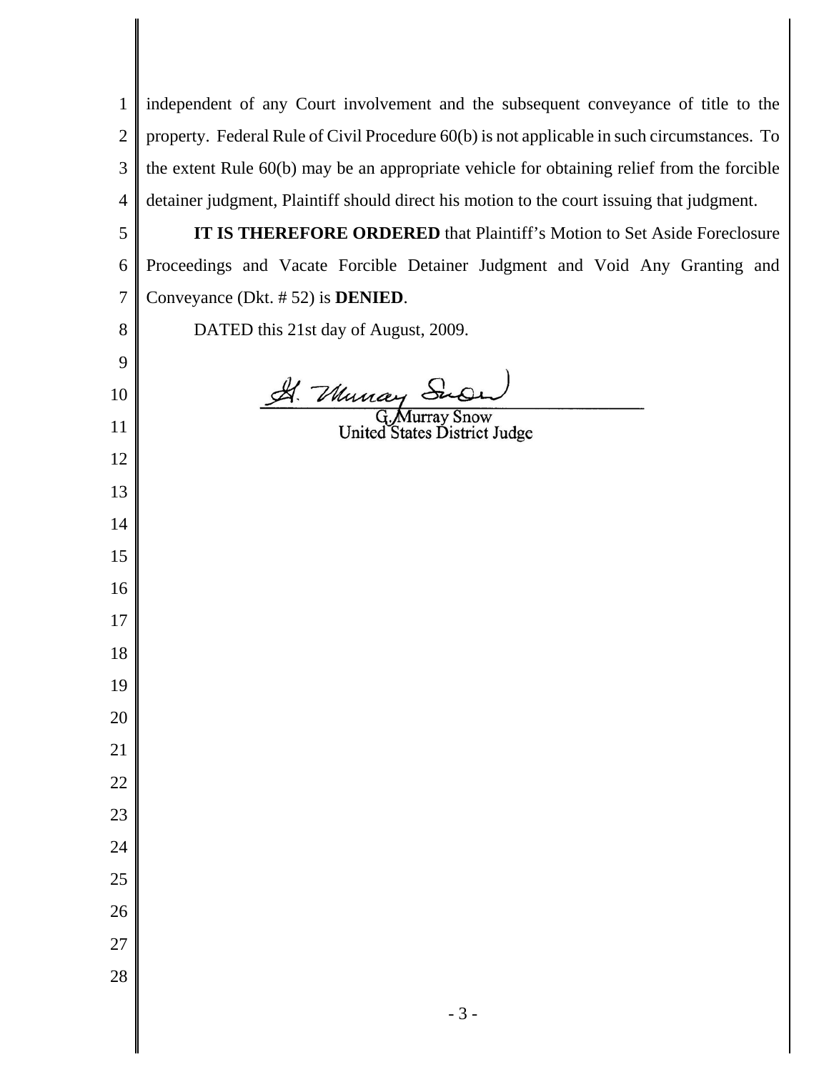independent of any Court involvement and the subsequent conveyance of title to the property. Federal Rule of Civil Procedure 60(b) is not applicable in such circumstances. To the extent Rule 60(b) may be an appropriate vehicle for obtaining relief from the forcible detainer judgment, Plaintiff should direct his motion to the court issuing that judgment.

**IT IS THEREFORE ORDERED** that Plaintiff's Motion to Set Aside Foreclosure Proceedings and Vacate Forcible Detainer Judgment and Void Any Granting and Conveyance (Dkt. # 52) is **DENIED**.

DATED this 21st day of August, 2009.

G. Murray Snow
United States District Judge